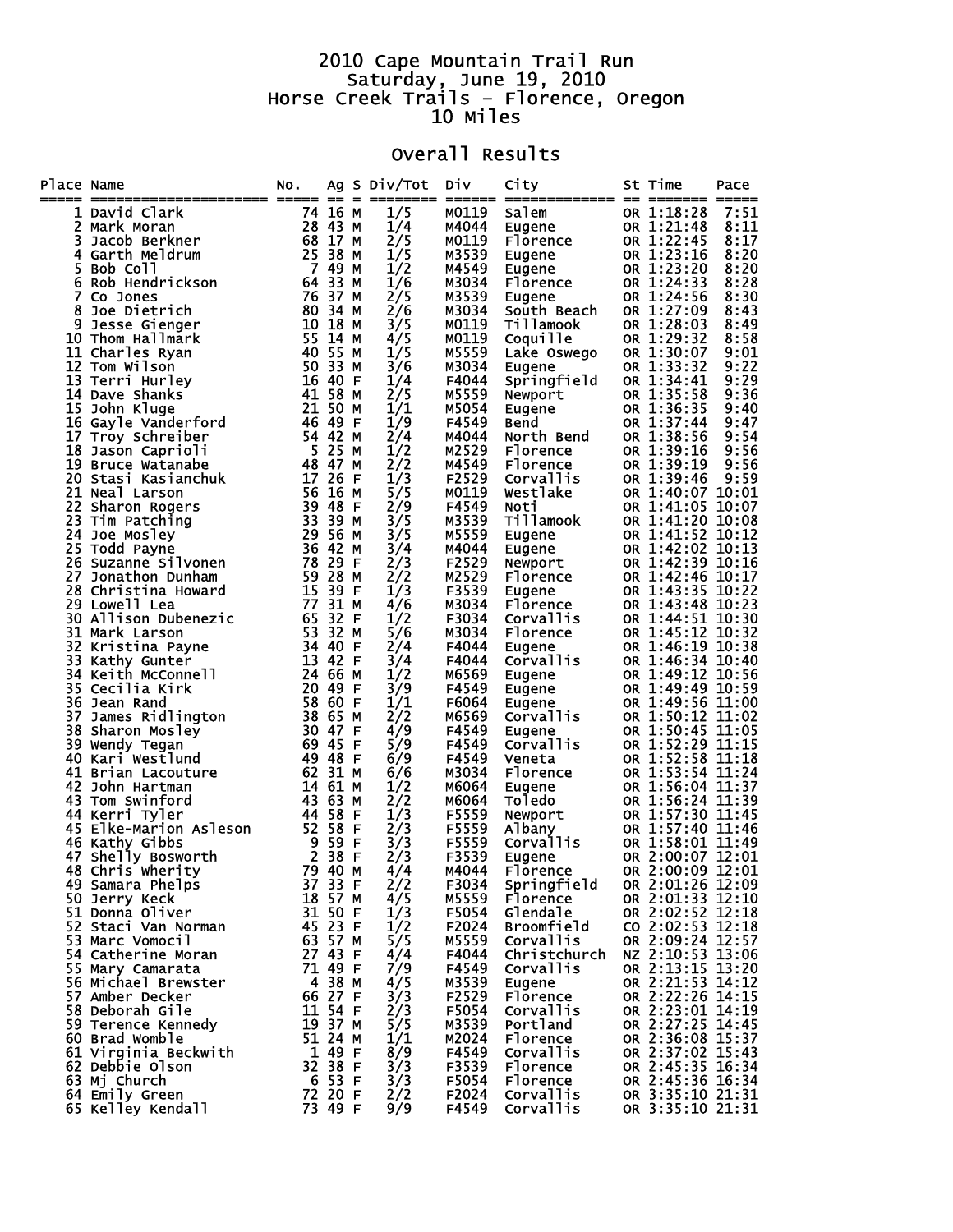# 2010 Cape Mountain Trail Run
## Saturday, June 19, 2010
## Horse Creek Trails - Florence, Oregon
## 10 Miles

### Overall Results

| Place | Name | No. | Ag | S | Div/Tot | Div | City | St | Time | Pace |
|---|---|---|---|---|---|---|---|---|---|---|
| 1 | David Clark | 74 | 16 | M | 1/5 | M0119 | Salem | OR | 1:18:28 | 7:51 |
| 2 | Mark Moran | 28 | 43 | M | 1/4 | M4044 | Eugene | OR | 1:21:48 | 8:11 |
| 3 | Jacob Berkner | 68 | 17 | M | 2/5 | M0119 | Florence | OR | 1:22:45 | 8:17 |
| 4 | Garth Meldrum | 25 | 38 | M | 1/5 | M3539 | Eugene | OR | 1:23:16 | 8:20 |
| 5 | Bob Coll | 7 | 49 | M | 1/2 | M4549 | Eugene | OR | 1:23:20 | 8:20 |
| 6 | Rob Hendrickson | 64 | 33 | M | 1/6 | M3034 | Florence | OR | 1:24:33 | 8:28 |
| 7 | Co Jones | 76 | 37 | M | 2/5 | M3539 | Eugene | OR | 1:24:56 | 8:30 |
| 8 | Joe Dietrich | 80 | 34 | M | 2/6 | M3034 | South Beach | OR | 1:27:09 | 8:43 |
| 9 | Jesse Gienger | 10 | 18 | M | 3/5 | M0119 | Tillamook | OR | 1:28:03 | 8:49 |
| 10 | Thom Hallmark | 55 | 14 | M | 4/5 | M0119 | Coquille | OR | 1:29:32 | 8:58 |
| 11 | Charles Ryan | 40 | 55 | M | 1/5 | M5559 | Lake Oswego | OR | 1:30:07 | 9:01 |
| 12 | Tom Wilson | 50 | 33 | M | 3/6 | M3034 | Eugene | OR | 1:33:32 | 9:22 |
| 13 | Terri Hurley | 16 | 40 | F | 1/4 | F4044 | Springfield | OR | 1:34:41 | 9:29 |
| 14 | Dave Shanks | 41 | 58 | M | 2/5 | M5559 | Newport | OR | 1:35:58 | 9:36 |
| 15 | John Kluge | 21 | 50 | M | 1/1 | M5054 | Eugene | OR | 1:36:35 | 9:40 |
| 16 | Gayle Vanderford | 46 | 49 | F | 1/9 | F4549 | Bend | OR | 1:37:44 | 9:47 |
| 17 | Troy Schreiber | 54 | 42 | M | 2/4 | M4044 | North Bend | OR | 1:38:56 | 9:54 |
| 18 | Jason Caprioli | 5 | 25 | M | 1/2 | M2529 | Florence | OR | 1:39:16 | 9:56 |
| 19 | Bruce Watanabe | 48 | 47 | M | 2/2 | M4549 | Florence | OR | 1:39:19 | 9:56 |
| 20 | Stasi Kasianchuk | 17 | 26 | F | 1/3 | F2529 | Corvallis | OR | 1:39:46 | 9:59 |
| 21 | Neal Larson | 56 | 16 | M | 5/5 | M0119 | Westlake | OR | 1:40:07 | 10:01 |
| 22 | Sharon Rogers | 39 | 48 | F | 2/9 | F4549 | Noti | OR | 1:41:05 | 10:07 |
| 23 | Tim Patching | 33 | 39 | M | 3/5 | M3539 | Tillamook | OR | 1:41:20 | 10:08 |
| 24 | Joe Mosley | 29 | 56 | M | 3/5 | M5559 | Eugene | OR | 1:41:52 | 10:12 |
| 25 | Todd Payne | 36 | 42 | M | 3/4 | M4044 | Eugene | OR | 1:42:02 | 10:13 |
| 26 | Suzanne Silvonen | 78 | 29 | F | 2/3 | F2529 | Newport | OR | 1:42:39 | 10:16 |
| 27 | Jonathon Dunham | 59 | 28 | M | 2/2 | M2529 | Florence | OR | 1:42:46 | 10:17 |
| 28 | Christina Howard | 15 | 39 | F | 1/3 | F3539 | Eugene | OR | 1:43:35 | 10:22 |
| 29 | Lowell Lea | 77 | 31 | M | 4/6 | M3034 | Florence | OR | 1:43:48 | 10:23 |
| 30 | Allison Dubenezic | 65 | 32 | F | 1/2 | F3034 | Corvallis | OR | 1:44:51 | 10:30 |
| 31 | Mark Larson | 53 | 32 | M | 5/6 | M3034 | Florence | OR | 1:45:12 | 10:32 |
| 32 | Kristina Payne | 34 | 40 | F | 2/4 | F4044 | Eugene | OR | 1:46:19 | 10:38 |
| 33 | Kathy Gunter | 13 | 42 | F | 3/4 | F4044 | Corvallis | OR | 1:46:34 | 10:40 |
| 34 | Keith McConnell | 24 | 66 | M | 1/2 | M6569 | Eugene | OR | 1:49:12 | 10:56 |
| 35 | Cecilia Kirk | 20 | 49 | F | 3/9 | F4549 | Eugene | OR | 1:49:49 | 10:59 |
| 36 | Jean Rand | 58 | 60 | F | 1/1 | F6064 | Eugene | OR | 1:49:56 | 11:00 |
| 37 | James Ridlington | 38 | 65 | M | 2/2 | M6569 | Corvallis | OR | 1:50:12 | 11:02 |
| 38 | Sharon Mosley | 30 | 47 | F | 4/9 | F4549 | Eugene | OR | 1:50:45 | 11:05 |
| 39 | Wendy Tegan | 69 | 45 | F | 5/9 | F4549 | Corvallis | OR | 1:52:29 | 11:15 |
| 40 | Kari Westlund | 49 | 48 | F | 6/9 | F4549 | Veneta | OR | 1:52:58 | 11:18 |
| 41 | Brian Lacouture | 62 | 31 | M | 6/6 | M3034 | Florence | OR | 1:53:54 | 11:24 |
| 42 | John Hartman | 14 | 61 | M | 1/2 | M6064 | Eugene | OR | 1:56:04 | 11:37 |
| 43 | Tom Swinford | 43 | 63 | M | 2/2 | M6064 | Toledo | OR | 1:56:24 | 11:39 |
| 44 | Kerri Tyler | 44 | 58 | F | 1/3 | F5559 | Newport | OR | 1:57:30 | 11:45 |
| 45 | Elke-Marion Asleson | 52 | 58 | F | 2/3 | F5559 | Albany | OR | 1:57:40 | 11:46 |
| 46 | Kathy Gibbs | 9 | 59 | F | 3/3 | F5559 | Corvallis | OR | 1:58:01 | 11:49 |
| 47 | Shelly Bosworth | 2 | 38 | F | 2/3 | F3539 | Eugene | OR | 2:00:07 | 12:01 |
| 48 | Chris Wherity | 79 | 40 | M | 4/4 | M4044 | Florence | OR | 2:00:09 | 12:01 |
| 49 | Samara Phelps | 37 | 33 | F | 2/2 | F3034 | Springfield | OR | 2:01:26 | 12:09 |
| 50 | Jerry Keck | 18 | 57 | M | 4/5 | M5559 | Florence | OR | 2:01:33 | 12:10 |
| 51 | Donna Oliver | 31 | 50 | F | 1/3 | F5054 | Glendale | OR | 2:02:52 | 12:18 |
| 52 | Staci Van Norman | 45 | 23 | F | 1/2 | F2024 | Broomfield | CO | 2:02:53 | 12:18 |
| 53 | Marc Vomocil | 63 | 57 | M | 5/5 | M5559 | Corvallis | OR | 2:09:24 | 12:57 |
| 54 | Catherine Moran | 27 | 43 | F | 4/4 | F4044 | Christchurch | NZ | 2:10:53 | 13:06 |
| 55 | Mary Camarata | 71 | 49 | F | 7/9 | F4549 | Corvallis | OR | 2:13:15 | 13:20 |
| 56 | Michael Brewster | 4 | 38 | M | 4/5 | M3539 | Eugene | OR | 2:21:53 | 14:12 |
| 57 | Amber Decker | 66 | 27 | F | 3/3 | F2529 | Florence | OR | 2:22:26 | 14:15 |
| 58 | Deborah Gile | 11 | 54 | F | 2/3 | F5054 | Corvallis | OR | 2:23:01 | 14:19 |
| 59 | Terence Kennedy | 19 | 37 | M | 5/5 | M3539 | Portland | OR | 2:27:25 | 14:45 |
| 60 | Brad Womble | 51 | 24 | M | 1/1 | M2024 | Florence | OR | 2:36:08 | 15:37 |
| 61 | Virginia Beckwith | 1 | 49 | F | 8/9 | F4549 | Corvallis | OR | 2:37:02 | 15:43 |
| 62 | Debbie Olson | 32 | 38 | F | 3/3 | F3539 | Florence | OR | 2:45:35 | 16:34 |
| 63 | Mj Church | 6 | 53 | F | 3/3 | F5054 | Florence | OR | 2:45:36 | 16:34 |
| 64 | Emily Green | 72 | 20 | F | 2/2 | F2024 | Corvallis | OR | 3:35:10 | 21:31 |
| 65 | Kelley Kendall | 73 | 49 | F | 9/9 | F4549 | Corvallis | OR | 3:35:10 | 21:31 |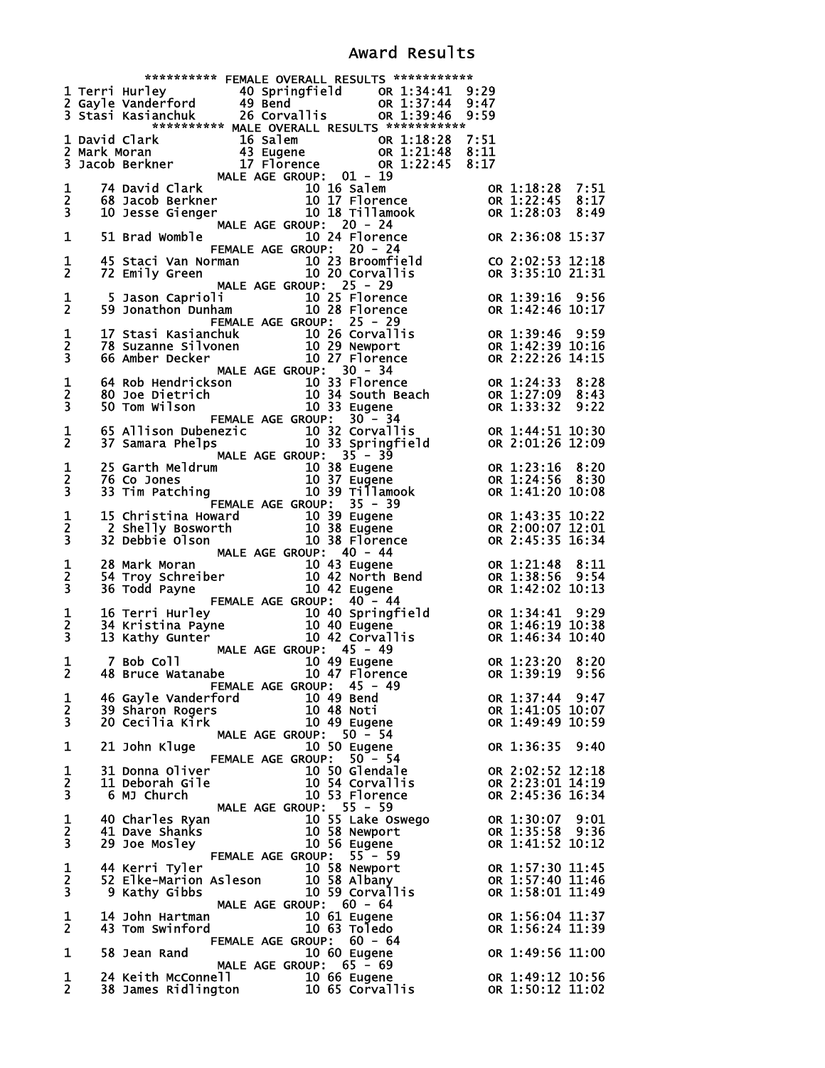# Award Results

********** FEMALE OVERALL RESULTS ***********

| | | | | | | |
|---|---|---|---|---|---|---|
| 1 | Terri Hurley | 40 | Springfield | OR | 1:34:41 | 9:29 |
| 2 | Gayle Vanderford | 49 | Bend | OR | 1:37:44 | 9:47 |
| 3 | Stasi Kasianchuk | 26 | Corvallis | OR | 1:39:46 | 9:59 |

********** MALE OVERALL RESULTS ***********

| | | | | | | |
|---|---|---|---|---|---|---|
| 1 | David Clark | 16 | Salem | OR | 1:18:28 | 7:51 |
| 2 | Mark Moran | 43 | Eugene | OR | 1:21:48 | 8:11 |
| 3 | Jacob Berkner | 17 | Florence | OR | 1:22:45 | 8:17 |

MALE AGE GROUP: 01 - 19

| | | | | | | | | |
|---|---|---|---|---|---|---|---|---|
| 1 | 74 | David Clark | 10 | 16 | Salem | OR | 1:18:28 | 7:51 |
| 2 | 68 | Jacob Berkner | 10 | 17 | Florence | OR | 1:22:45 | 8:17 |
| 3 | 10 | Jesse Gienger | 10 | 18 | Tillamook | OR | 1:28:03 | 8:49 |

MALE AGE GROUP: 20 - 24

| | | | | | | | | |
|---|---|---|---|---|---|---|---|---|
| 1 | 51 | Brad Womble | 10 | 24 | Florence | OR | 2:36:08 | 15:37 |

FEMALE AGE GROUP: 20 - 24

| | | | | | | | | |
|---|---|---|---|---|---|---|---|---|
| 1 | 45 | Staci Van Norman | 10 | 23 | Broomfield | CO | 2:02:53 | 12:18 |
| 2 | 72 | Emily Green | 10 | 20 | Corvallis | OR | 3:35:10 | 21:31 |

MALE AGE GROUP: 25 - 29

| | | | | | | | | |
|---|---|---|---|---|---|---|---|---|
| 1 | 5 | Jason Caprioli | 10 | 25 | Florence | OR | 1:39:16 | 9:56 |
| 2 | 59 | Jonathon Dunham | 10 | 28 | Florence | OR | 1:42:46 | 10:17 |

FEMALE AGE GROUP: 25 - 29

| | | | | | | | | |
|---|---|---|---|---|---|---|---|---|
| 1 | 17 | Stasi Kasianchuk | 10 | 26 | Corvallis | OR | 1:39:46 | 9:59 |
| 2 | 78 | Suzanne Silvonen | 10 | 29 | Newport | OR | 1:42:39 | 10:16 |
| 3 | 66 | Amber Decker | 10 | 27 | Florence | OR | 2:22:26 | 14:15 |

MALE AGE GROUP: 30 - 34

| | | | | | | | | |
|---|---|---|---|---|---|---|---|---|
| 1 | 64 | Rob Hendrickson | 10 | 33 | Florence | OR | 1:24:33 | 8:28 |
| 2 | 80 | Joe Dietrich | 10 | 34 | South Beach | OR | 1:27:09 | 8:43 |
| 3 | 50 | Tom Wilson | 10 | 33 | Eugene | OR | 1:33:32 | 9:22 |

FEMALE AGE GROUP: 30 - 34

| | | | | | | | | |
|---|---|---|---|---|---|---|---|---|
| 1 | 65 | Allison Dubenezic | 10 | 32 | Corvallis | OR | 1:44:51 | 10:30 |
| 2 | 37 | Samara Phelps | 10 | 33 | Springfield | OR | 2:01:26 | 12:09 |

MALE AGE GROUP: 35 - 39

| | | | | | | | | |
|---|---|---|---|---|---|---|---|---|
| 1 | 25 | Garth Meldrum | 10 | 38 | Eugene | OR | 1:23:16 | 8:20 |
| 2 | 76 | Co Jones | 10 | 37 | Eugene | OR | 1:24:56 | 8:30 |
| 3 | 33 | Tim Patching | 10 | 39 | Tillamook | OR | 1:41:20 | 10:08 |

FEMALE AGE GROUP: 35 - 39

| | | | | | | | | |
|---|---|---|---|---|---|---|---|---|
| 1 | 15 | Christina Howard | 10 | 39 | Eugene | OR | 1:43:35 | 10:22 |
| 2 | 2 | Shelly Bosworth | 10 | 38 | Eugene | OR | 2:00:07 | 12:01 |
| 3 | 32 | Debbie Olson | 10 | 38 | Florence | OR | 2:45:35 | 16:34 |

MALE AGE GROUP: 40 - 44

| | | | | | | | | |
|---|---|---|---|---|---|---|---|---|
| 1 | 28 | Mark Moran | 10 | 43 | Eugene | OR | 1:21:48 | 8:11 |
| 2 | 54 | Troy Schreiber | 10 | 42 | North Bend | OR | 1:38:56 | 9:54 |
| 3 | 36 | Todd Payne | 10 | 42 | Eugene | OR | 1:42:02 | 10:13 |

FEMALE AGE GROUP: 40 - 44

| | | | | | | | | |
|---|---|---|---|---|---|---|---|---|
| 1 | 16 | Terri Hurley | 10 | 40 | Springfield | OR | 1:34:41 | 9:29 |
| 2 | 34 | Kristina Payne | 10 | 40 | Eugene | OR | 1:46:19 | 10:38 |
| 3 | 13 | Kathy Gunter | 10 | 42 | Corvallis | OR | 1:46:34 | 10:40 |

MALE AGE GROUP: 45 - 49

| | | | | | | | | |
|---|---|---|---|---|---|---|---|---|
| 1 | 7 | Bob Coll | 10 | 49 | Eugene | OR | 1:23:20 | 8:20 |
| 2 | 48 | Bruce Watanabe | 10 | 47 | Florence | OR | 1:39:19 | 9:56 |

FEMALE AGE GROUP: 45 - 49

| | | | | | | | | |
|---|---|---|---|---|---|---|---|---|
| 1 | 46 | Gayle Vanderford | 10 | 49 | Bend | OR | 1:37:44 | 9:47 |
| 2 | 39 | Sharon Rogers | 10 | 48 | Noti | OR | 1:41:05 | 10:07 |
| 3 | 20 | Cecilia Kirk | 10 | 49 | Eugene | OR | 1:49:49 | 10:59 |

MALE AGE GROUP: 50 - 54

| | | | | | | | | |
|---|---|---|---|---|---|---|---|---|
| 1 | 21 | John Kluge | 10 | 50 | Eugene | OR | 1:36:35 | 9:40 |

FEMALE AGE GROUP: 50 - 54

| | | | | | | | | |
|---|---|---|---|---|---|---|---|---|
| 1 | 31 | Donna Oliver | 10 | 50 | Glendale | OR | 2:02:52 | 12:18 |
| 2 | 11 | Deborah Gile | 10 | 54 | Corvallis | OR | 2:23:01 | 14:19 |
| 3 | 6 | MJ Church | 10 | 53 | Florence | OR | 2:45:36 | 16:34 |

MALE AGE GROUP: 55 - 59

| | | | | | | | | |
|---|---|---|---|---|---|---|---|---|
| 1 | 40 | Charles Ryan | 10 | 55 | Lake Oswego | OR | 1:30:07 | 9:01 |
| 2 | 41 | Dave Shanks | 10 | 58 | Newport | OR | 1:35:58 | 9:36 |
| 3 | 29 | Joe Mosley | 10 | 56 | Eugene | OR | 1:41:52 | 10:12 |

FEMALE AGE GROUP: 55 - 59

| | | | | | | | | |
|---|---|---|---|---|---|---|---|---|
| 1 | 44 | Kerri Tyler | 10 | 58 | Newport | OR | 1:57:30 | 11:45 |
| 2 | 52 | Elke-Marion Asleson | 10 | 58 | Albany | OR | 1:57:40 | 11:46 |
| 3 | 9 | Kathy Gibbs | 10 | 59 | Corvallis | OR | 1:58:01 | 11:49 |

MALE AGE GROUP: 60 - 64

| | | | | | | | | |
|---|---|---|---|---|---|---|---|---|
| 1 | 14 | John Hartman | 10 | 61 | Eugene | OR | 1:56:04 | 11:37 |
| 2 | 43 | Tom Swinford | 10 | 63 | Toledo | OR | 1:56:24 | 11:39 |

FEMALE AGE GROUP: 60 - 64

| | | | | | | | | |
|---|---|---|---|---|---|---|---|---|
| 1 | 58 | Jean Rand | 10 | 60 | Eugene | OR | 1:49:56 | 11:00 |

MALE AGE GROUP: 65 - 69

| | | | | | | | | |
|---|---|---|---|---|---|---|---|---|
| 1 | 24 | Keith McConnell | 10 | 66 | Eugene | OR | 1:49:12 | 10:56 |
| 2 | 38 | James Ridlington | 10 | 65 | Corvallis | OR | 1:50:12 | 11:02 |